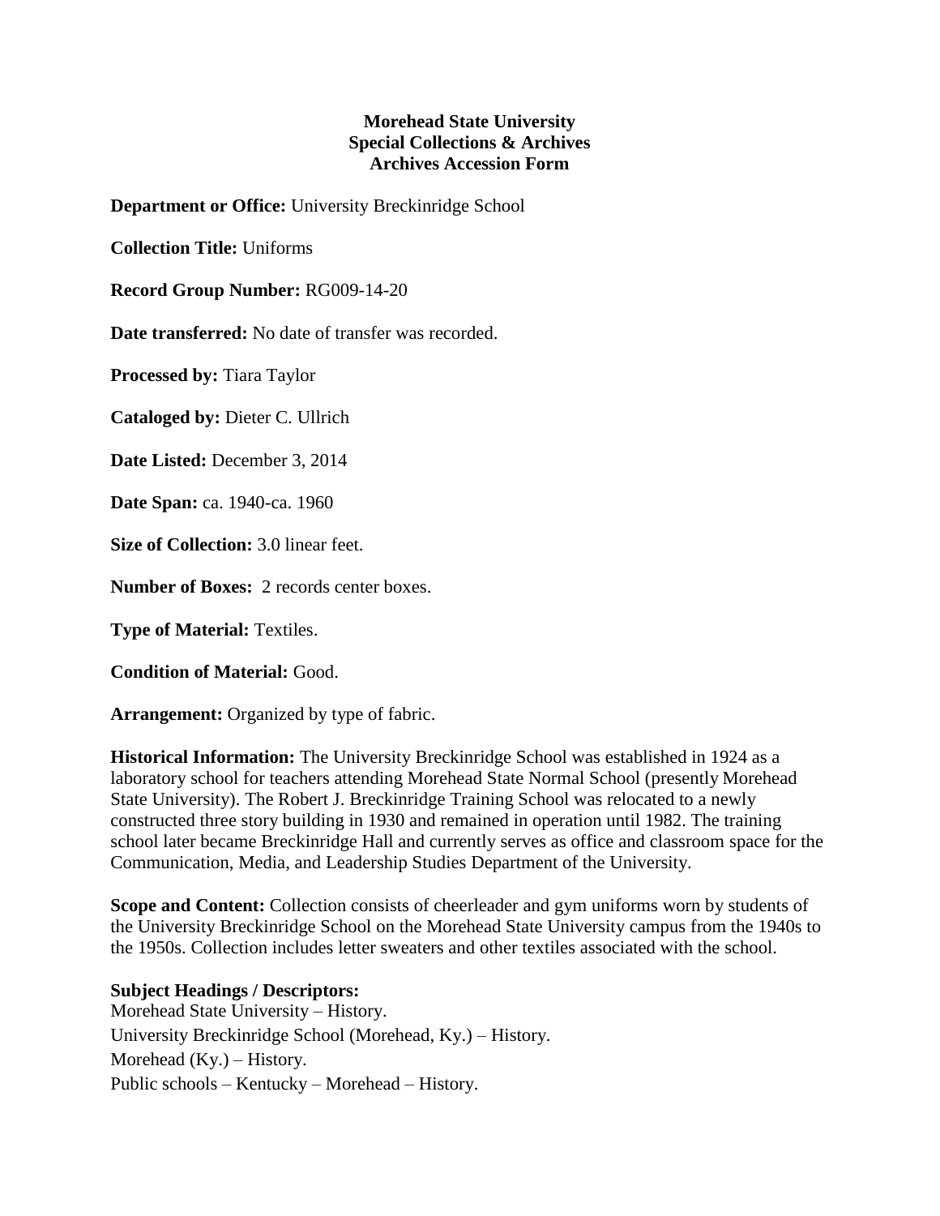**Morehead State University**
**Special Collections & Archives**
**Archives Accession Form**

**Department or Office:** University Breckinridge School

**Collection Title:** Uniforms

**Record Group Number:** RG009-14-20

**Date transferred:** No date of transfer was recorded.

**Processed by:** Tiara Taylor

**Cataloged by:** Dieter C. Ullrich

**Date Listed:** December 3, 2014

**Date Span:** ca. 1940-ca. 1960

**Size of Collection:** 3.0 linear feet.

**Number of Boxes:** 2 records center boxes.

**Type of Material:** Textiles.

**Condition of Material:** Good.

**Arrangement:** Organized by type of fabric.

**Historical Information:** The University Breckinridge School was established in 1924 as a laboratory school for teachers attending Morehead State Normal School (presently Morehead State University). The Robert J. Breckinridge Training School was relocated to a newly constructed three story building in 1930 and remained in operation until 1982. The training school later became Breckinridge Hall and currently serves as office and classroom space for the Communication, Media, and Leadership Studies Department of the University.

**Scope and Content:** Collection consists of cheerleader and gym uniforms worn by students of the University Breckinridge School on the Morehead State University campus from the 1940s to the 1950s. Collection includes letter sweaters and other textiles associated with the school.

**Subject Headings / Descriptors:**
Morehead State University – History.
University Breckinridge School (Morehead, Ky.) – History.
Morehead (Ky.) – History.
Public schools – Kentucky – Morehead – History.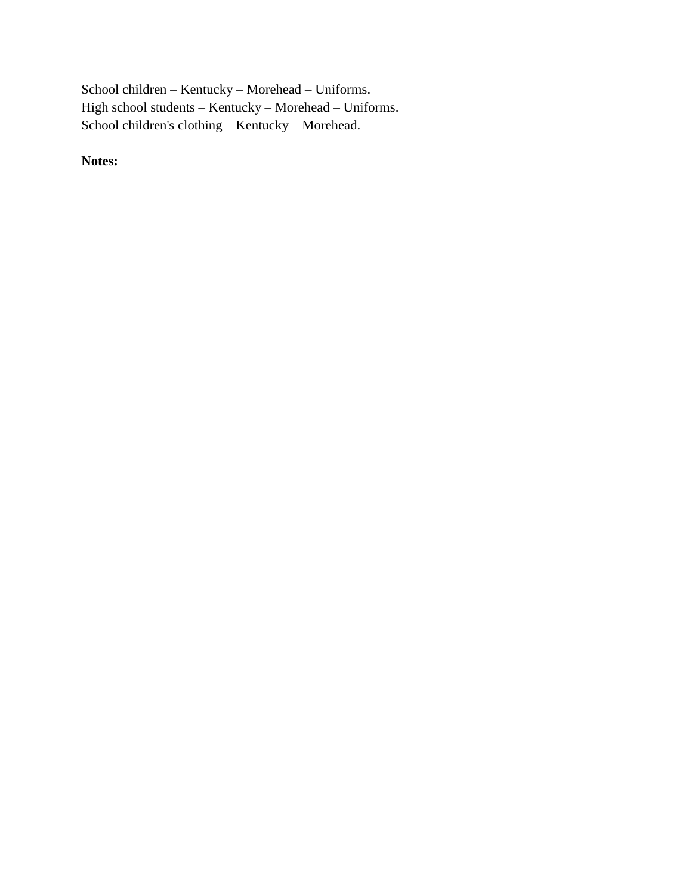School children – Kentucky – Morehead – Uniforms.
High school students – Kentucky – Morehead – Uniforms.
School children's clothing – Kentucky – Morehead.

**Notes:**